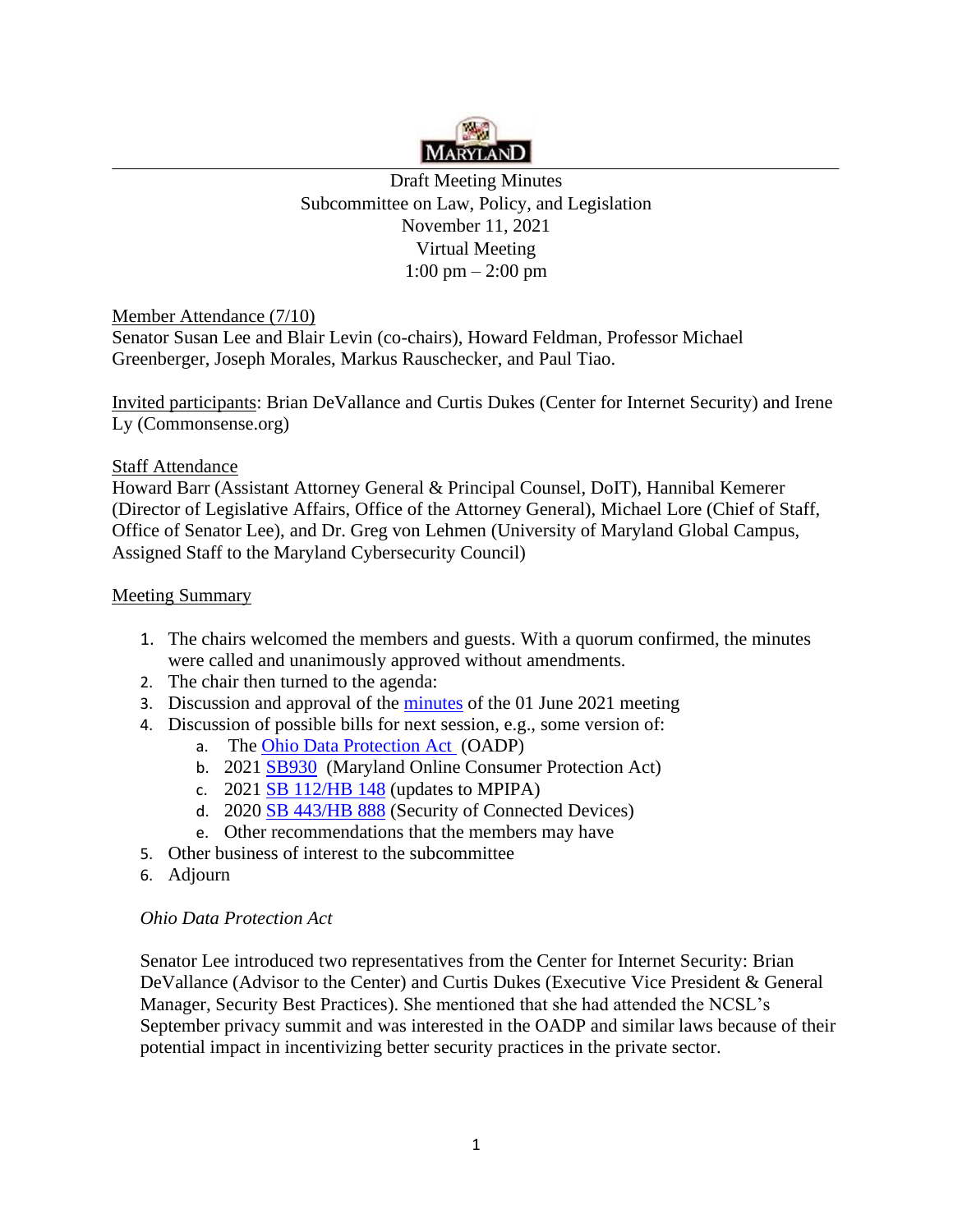MARYLAND

Draft Meeting Minutes
Subcommittee on Law, Policy, and Legislation
November 11, 2021
Virtual Meeting
1:00 pm – 2:00 pm

Member Attendance (7/10)
Senator Susan Lee and Blair Levin (co-chairs), Howard Feldman, Professor Michael Greenberger, Joseph Morales, Markus Rauschecker, and Paul Tiao.

Invited participants: Brian DeVallance and Curtis Dukes (Center for Internet Security) and Irene Ly (Commonsense.org)

Staff Attendance
Howard Barr (Assistant Attorney General & Principal Counsel, DoIT), Hannibal Kemerer (Director of Legislative Affairs, Office of the Attorney General), Michael Lore (Chief of Staff, Office of Senator Lee), and Dr. Greg von Lehmen (University of Maryland Global Campus, Assigned Staff to the Maryland Cybersecurity Council)

Meeting Summary

1. The chairs welcomed the members and guests. With a quorum confirmed, the minutes were called and unanimously approved without amendments.
2. The chair then turned to the agenda:
3. Discussion and approval of the minutes of the 01 June 2021 meeting
4. Discussion of possible bills for next session, e.g., some version of:
    a. The Ohio Data Protection Act (OADP)
    b. 2021 SB930 (Maryland Online Consumer Protection Act)
    c. 2021 SB 112/HB 148 (updates to MPIPA)
    d. 2020 SB 443/HB 888 (Security of Connected Devices)
    e. Other recommendations that the members may have
5. Other business of interest to the subcommittee
6. Adjourn

*Ohio Data Protection Act*

Senator Lee introduced two representatives from the Center for Internet Security: Brian DeVallance (Advisor to the Center) and Curtis Dukes (Executive Vice President & General Manager, Security Best Practices). She mentioned that she had attended the NCSL's September privacy summit and was interested in the OADP and similar laws because of their potential impact in incentivizing better security practices in the private sector.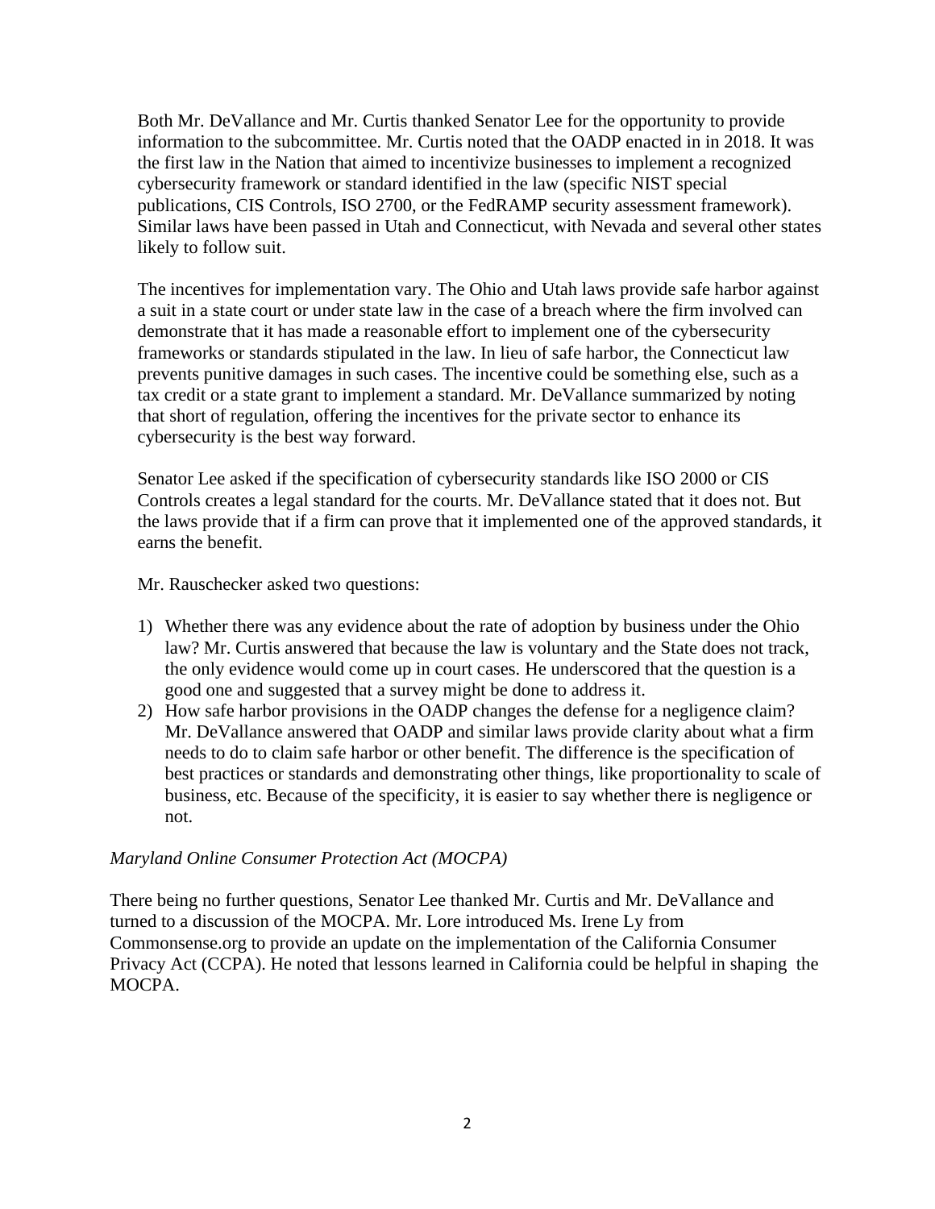Both Mr. DeVallance and Mr. Curtis thanked Senator Lee for the opportunity to provide information to the subcommittee. Mr. Curtis noted that the OADP enacted in in 2018. It was the first law in the Nation that aimed to incentivize businesses to implement a recognized cybersecurity framework or standard identified in the law (specific NIST special publications, CIS Controls, ISO 2700, or the FedRAMP security assessment framework). Similar laws have been passed in Utah and Connecticut, with Nevada and several other states likely to follow suit.

The incentives for implementation vary. The Ohio and Utah laws provide safe harbor against a suit in a state court or under state law in the case of a breach where the firm involved can demonstrate that it has made a reasonable effort to implement one of the cybersecurity frameworks or standards stipulated in the law. In lieu of safe harbor, the Connecticut law prevents punitive damages in such cases. The incentive could be something else, such as a tax credit or a state grant to implement a standard. Mr. DeVallance summarized by noting that short of regulation, offering the incentives for the private sector to enhance its cybersecurity is the best way forward.

Senator Lee asked if the specification of cybersecurity standards like ISO 2000 or CIS Controls creates a legal standard for the courts. Mr. DeVallance stated that it does not. But the laws provide that if a firm can prove that it implemented one of the approved standards, it earns the benefit.

Mr. Rauschecker asked two questions:

1) Whether there was any evidence about the rate of adoption by business under the Ohio law? Mr. Curtis answered that because the law is voluntary and the State does not track, the only evidence would come up in court cases. He underscored that the question is a good one and suggested that a survey might be done to address it.
2) How safe harbor provisions in the OADP changes the defense for a negligence claim? Mr. DeVallance answered that OADP and similar laws provide clarity about what a firm needs to do to claim safe harbor or other benefit. The difference is the specification of best practices or standards and demonstrating other things, like proportionality to scale of business, etc. Because of the specificity, it is easier to say whether there is negligence or not.

*Maryland Online Consumer Protection Act (MOCPA)*

There being no further questions, Senator Lee thanked Mr. Curtis and Mr. DeVallance and turned to a discussion of the MOCPA. Mr. Lore introduced Ms. Irene Ly from Commonsense.org to provide an update on the implementation of the California Consumer Privacy Act (CCPA). He noted that lessons learned in California could be helpful in shaping the MOCPA.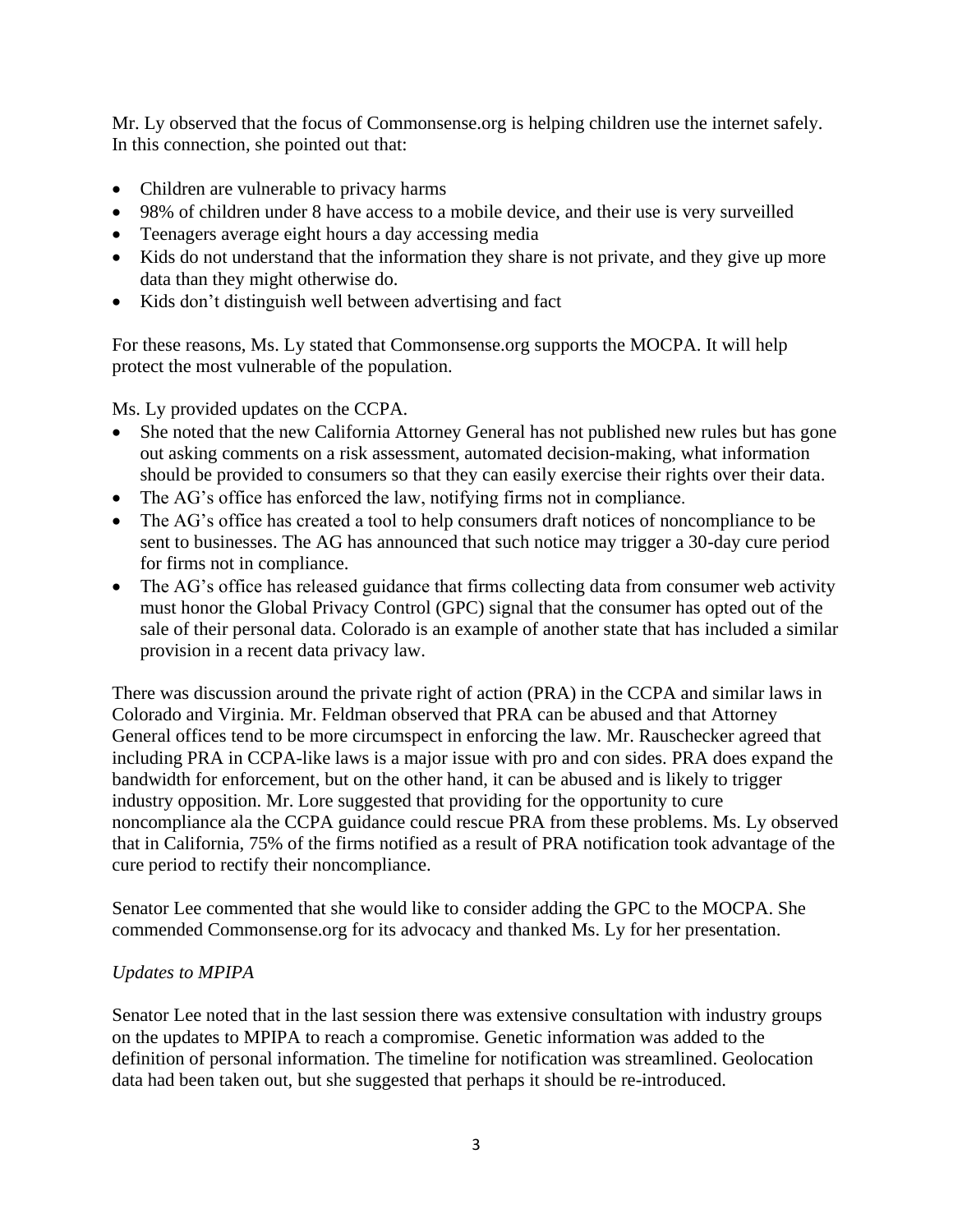Mr. Ly observed that the focus of Commonsense.org is helping children use the internet safely. In this connection, she pointed out that:

- Children are vulnerable to privacy harms
- 98% of children under 8 have access to a mobile device, and their use is very surveilled
- Teenagers average eight hours a day accessing media
- Kids do not understand that the information they share is not private, and they give up more data than they might otherwise do.
- Kids don't distinguish well between advertising and fact

For these reasons, Ms. Ly stated that Commonsense.org supports the MOCPA. It will help protect the most vulnerable of the population.

Ms. Ly provided updates on the CCPA.

- She noted that the new California Attorney General has not published new rules but has gone out asking comments on a risk assessment, automated decision-making, what information should be provided to consumers so that they can easily exercise their rights over their data.
- The AG's office has enforced the law, notifying firms not in compliance.
- The AG's office has created a tool to help consumers draft notices of noncompliance to be sent to businesses. The AG has announced that such notice may trigger a 30-day cure period for firms not in compliance.
- The AG's office has released guidance that firms collecting data from consumer web activity must honor the Global Privacy Control (GPC) signal that the consumer has opted out of the sale of their personal data. Colorado is an example of another state that has included a similar provision in a recent data privacy law.

There was discussion around the private right of action (PRA) in the CCPA and similar laws in Colorado and Virginia. Mr. Feldman observed that PRA can be abused and that Attorney General offices tend to be more circumspect in enforcing the law. Mr. Rauschecker agreed that including PRA in CCPA-like laws is a major issue with pro and con sides. PRA does expand the bandwidth for enforcement, but on the other hand, it can be abused and is likely to trigger industry opposition. Mr. Lore suggested that providing for the opportunity to cure noncompliance ala the CCPA guidance could rescue PRA from these problems. Ms. Ly observed that in California, 75% of the firms notified as a result of PRA notification took advantage of the cure period to rectify their noncompliance.

Senator Lee commented that she would like to consider adding the GPC to the MOCPA. She commended Commonsense.org for its advocacy and thanked Ms. Ly for her presentation.

*Updates to MPIPA*

Senator Lee noted that in the last session there was extensive consultation with industry groups on the updates to MPIPA to reach a compromise. Genetic information was added to the definition of personal information. The timeline for notification was streamlined. Geolocation data had been taken out, but she suggested that perhaps it should be re-introduced.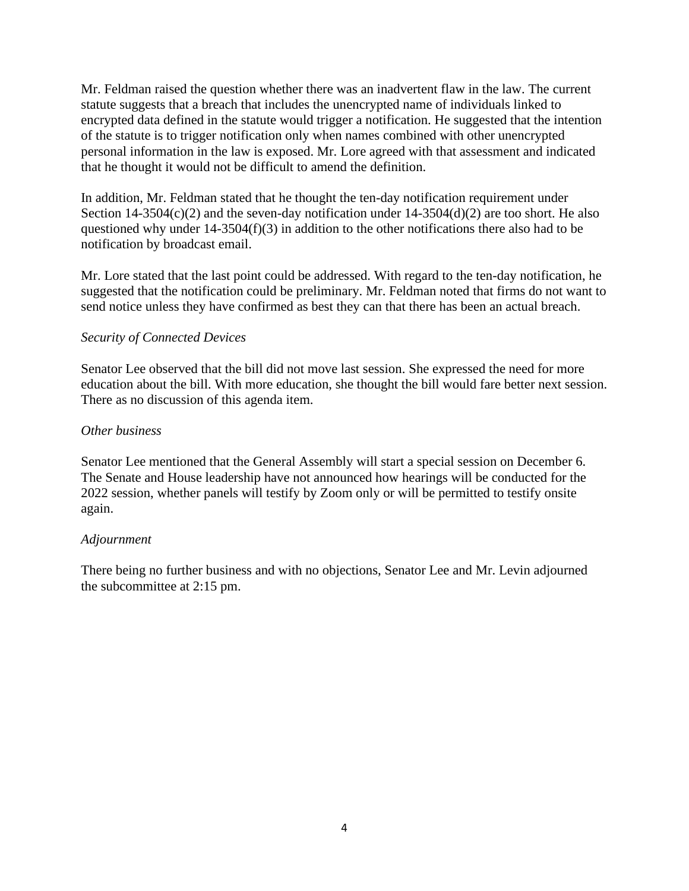Mr. Feldman raised the question whether there was an inadvertent flaw in the law. The current statute suggests that a breach that includes the unencrypted name of individuals linked to encrypted data defined in the statute would trigger a notification. He suggested that the intention of the statute is to trigger notification only when names combined with other unencrypted personal information in the law is exposed. Mr. Lore agreed with that assessment and indicated that he thought it would not be difficult to amend the definition.

In addition, Mr. Feldman stated that he thought the ten-day notification requirement under Section 14-3504(c)(2) and the seven-day notification under 14-3504(d)(2) are too short. He also questioned why under 14-3504(f)(3) in addition to the other notifications there also had to be notification by broadcast email.

Mr. Lore stated that the last point could be addressed. With regard to the ten-day notification, he suggested that the notification could be preliminary. Mr. Feldman noted that firms do not want to send notice unless they have confirmed as best they can that there has been an actual breach.

*Security of Connected Devices*

Senator Lee observed that the bill did not move last session. She expressed the need for more education about the bill. With more education, she thought the bill would fare better next session. There as no discussion of this agenda item.

*Other business*

Senator Lee mentioned that the General Assembly will start a special session on December 6. The Senate and House leadership have not announced how hearings will be conducted for the 2022 session, whether panels will testify by Zoom only or will be permitted to testify onsite again.

*Adjournment*

There being no further business and with no objections, Senator Lee and Mr. Levin adjourned the subcommittee at 2:15 pm.